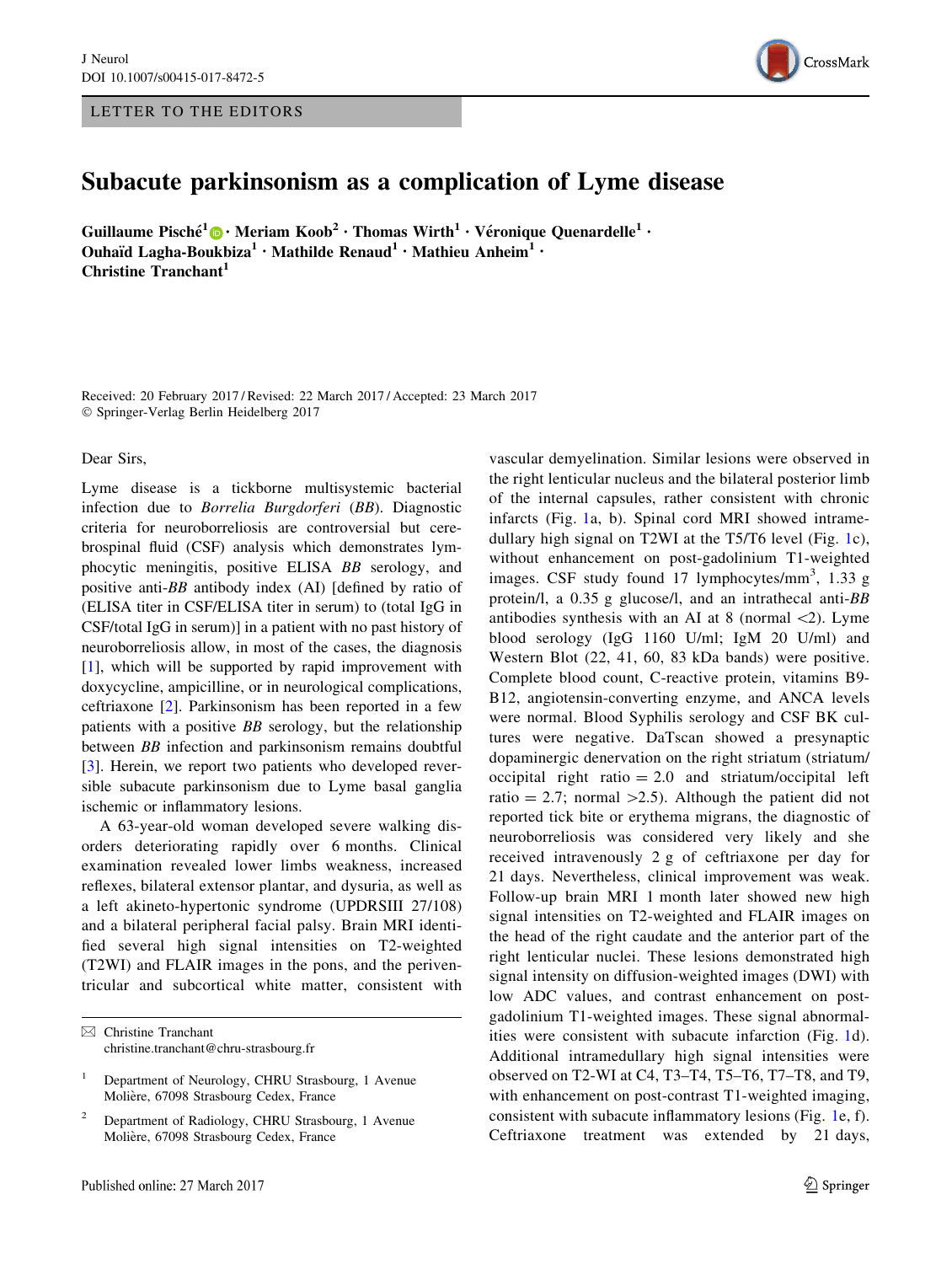LETTER TO THE EDITORS

# Subacute parkinsonism as a complication of Lyme disease

**Guillaume Pisché[1] · Meriam Koob[2] · Thomas Wirth[1] · Véronique Quenardelle[1] · Ouhaïd Lagha-Boukbiza[1] · Mathilde Renaud[1] · Mathieu Anheim[1] · Christine Tranchant[1]**

Received: 20 February 2017 / Revised: 22 March 2017 / Accepted: 23 March 2017
© Springer-Verlag Berlin Heidelberg 2017

Dear Sirs,

Lyme disease is a tickborne multisystemic bacterial infection due to *Borrelia Burgdorferi* (*BB*). Diagnostic criteria for neuroborreliosis are controversial but cerebrospinal fluid (CSF) analysis which demonstrates lymphocytic meningitis, positive ELISA *BB* serology, and positive anti-*BB* antibody index (AI) [defined by ratio of (ELISA titer in CSF/ELISA titer in serum) to (total IgG in CSF/total IgG in serum)] in a patient with no past history of neuroborreliosis allow, in most of the cases, the diagnosis [1], which will be supported by rapid improvement with doxycycline, ampicilline, or in neurological complications, ceftriaxone [2]. Parkinsonism has been reported in a few patients with a positive *BB* serology, but the relationship between *BB* infection and parkinsonism remains doubtful [3]. Herein, we report two patients who developed reversible subacute parkinsonism due to Lyme basal ganglia ischemic or inflammatory lesions.

A 63-year-old woman developed severe walking disorders deteriorating rapidly over 6 months. Clinical examination revealed lower limbs weakness, increased reflexes, bilateral extensor plantar, and dysuria, as well as a left akineto-hypertonic syndrome (UPDRSIII 27/108) and a bilateral peripheral facial palsy. Brain MRI identified several high signal intensities on T2-weighted (T2WI) and FLAIR images in the pons, and the periventricular and subcortical white matter, consistent with vascular demyelination. Similar lesions were observed in the right lenticular nucleus and the bilateral posterior limb of the internal capsules, rather consistent with chronic infarcts (Fig. 1a, b). Spinal cord MRI showed intramedullary high signal on T2WI at the T5/T6 level (Fig. 1c), without enhancement on post-gadolinium T1-weighted images. CSF study found 17 lymphocytes/mm$^3$, 1.33 g protein/l, a 0.35 g glucose/l, and an intrathecal anti-*BB* antibodies synthesis with an AI at 8 (normal <2). Lyme blood serology (IgG 1160 U/ml; IgM 20 U/ml) and Western Blot (22, 41, 60, 83 kDa bands) were positive. Complete blood count, C-reactive protein, vitamins B9-B12, angiotensin-converting enzyme, and ANCA levels were normal. Blood Syphilis serology and CSF BK cultures were negative. DaTscan showed a presynaptic dopaminergic denervation on the right striatum (striatum/occipital right ratio = 2.0 and striatum/occipital left ratio = 2.7; normal >2.5). Although the patient did not reported tick bite or erythema migrans, the diagnostic of neuroborreliosis was considered very likely and she received intravenously 2 g of ceftriaxone per day for 21 days. Nevertheless, clinical improvement was weak. Follow-up brain MRI 1 month later showed new high signal intensities on T2-weighted and FLAIR images on the head of the right caudate and the anterior part of the right lenticular nuclei. These lesions demonstrated high signal intensity on diffusion-weighted images (DWI) with low ADC values, and contrast enhancement on post-gadolinium T1-weighted images. These signal abnormalities were consistent with subacute infarction (Fig. 1d). Additional intramedullary high signal intensities were observed on T2-WI at C4, T3–T4, T5–T6, T7–T8, and T9, with enhancement on post-contrast T1-weighted imaging, consistent with subacute inflammatory lesions (Fig. 1e, f). Ceftriaxone treatment was extended by 21 days,

✉ Christine Tranchant
christine.tranchant@chru-strasbourg.fr

[1] Department of Neurology, CHRU Strasbourg, 1 Avenue Molière, 67098 Strasbourg Cedex, France

[2] Department of Radiology, CHRU Strasbourg, 1 Avenue Molière, 67098 Strasbourg Cedex, France

Published online: 27 March 2017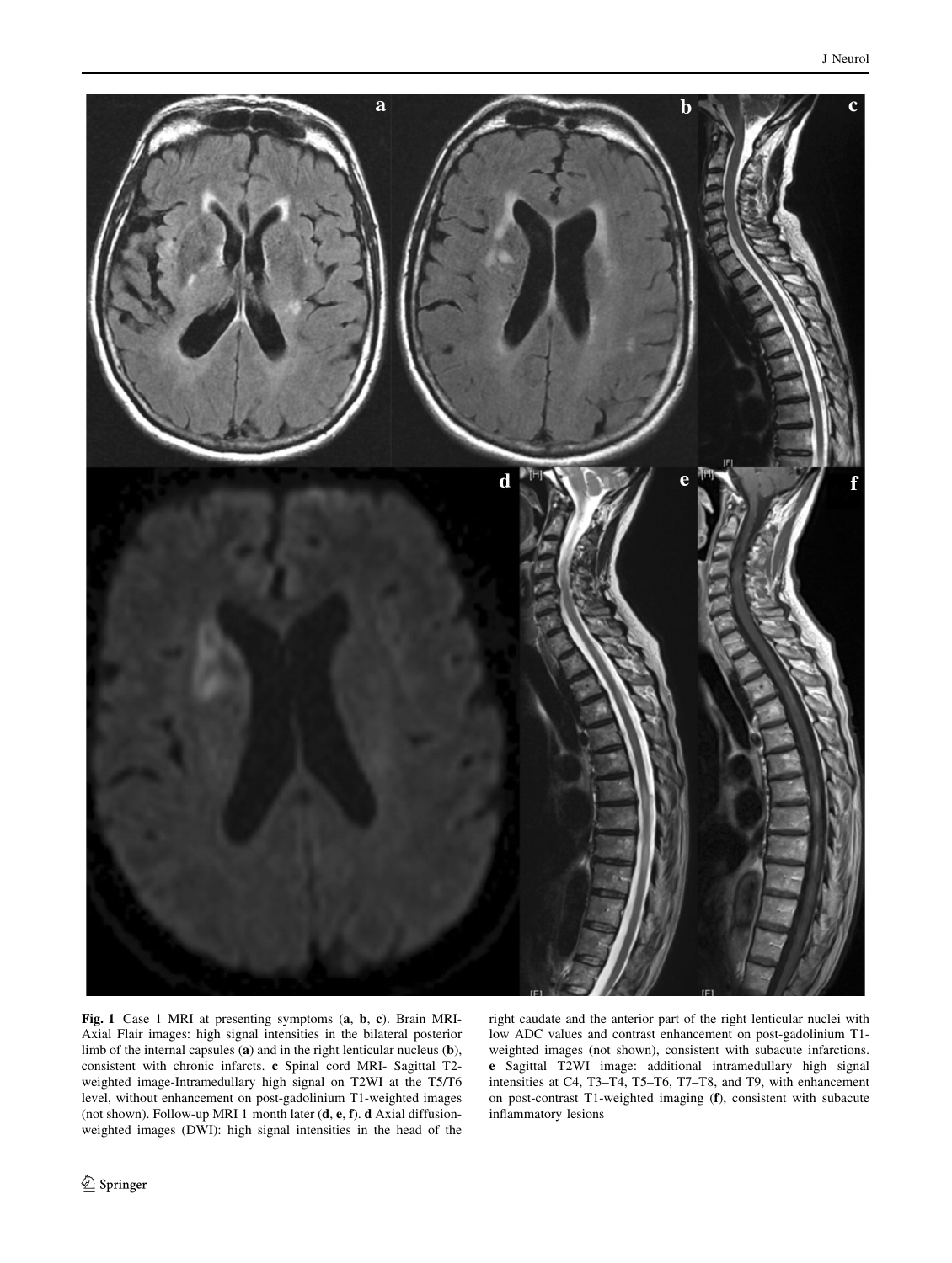**Fig. 1** Case 1 MRI at presenting symptoms (**a**, **b**, **c**). Brain MRI-Axial Flair images: high signal intensities in the bilateral posterior limb of the internal capsules (**a**) and in the right lenticular nucleus (**b**), consistent with chronic infarcts. **c** Spinal cord MRI- Sagittal T2-weighted image-Intramedullary high signal on T2WI at the T5/T6 level, without enhancement on post-gadolinium T1-weighted images (not shown). Follow-up MRI 1 month later (**d**, **e**, **f**). **d** Axial diffusion-weighted images (DWI): high signal intensities in the head of the right caudate and the anterior part of the right lenticular nuclei with low ADC values and contrast enhancement on post-gadolinium T1-weighted images (not shown), consistent with subacute infarctions. **e** Sagittal T2WI image: additional intramedullary high signal intensities at C4, T3–T4, T5–T6, T7–T8, and T9, with enhancement on post-contrast T1-weighted imaging (**f**), consistent with subacute inflammatory lesions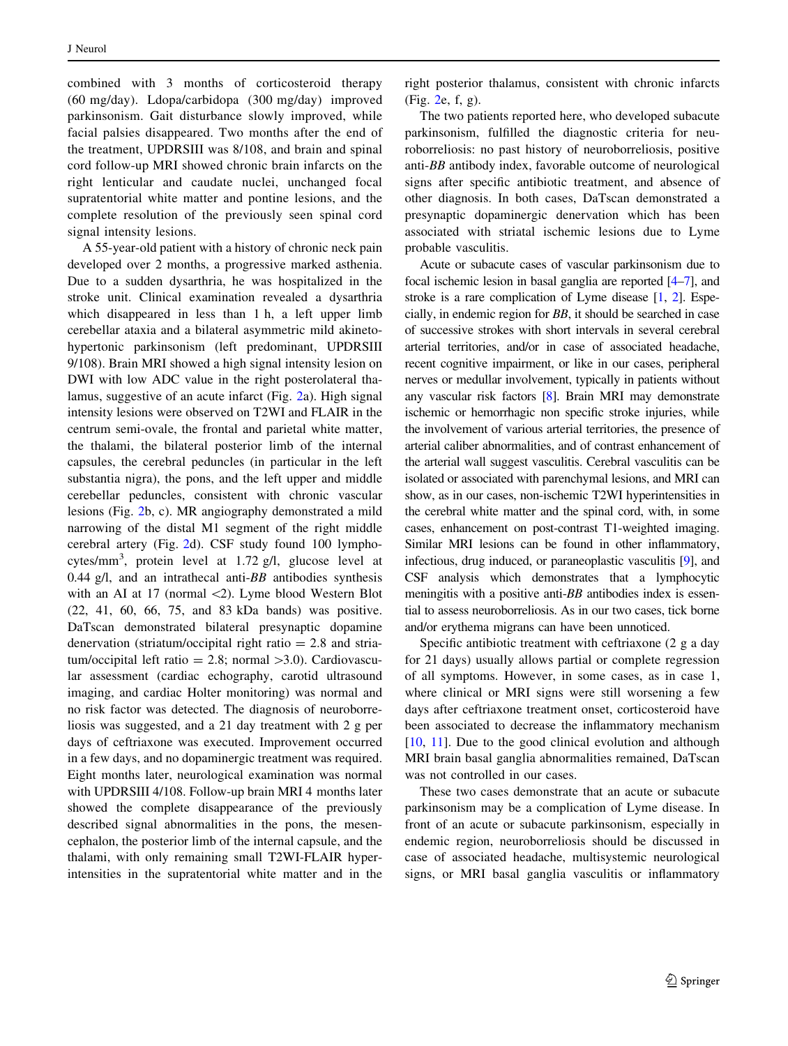combined with 3 months of corticosteroid therapy (60 mg/day). Ldopa/carbidopa (300 mg/day) improved parkinsonism. Gait disturbance slowly improved, while facial palsies disappeared. Two months after the end of the treatment, UPDRSIII was 8/108, and brain and spinal cord follow-up MRI showed chronic brain infarcts on the right lenticular and caudate nuclei, unchanged focal supratentorial white matter and pontine lesions, and the complete resolution of the previously seen spinal cord signal intensity lesions.

A 55-year-old patient with a history of chronic neck pain developed over 2 months, a progressive marked asthenia. Due to a sudden dysarthria, he was hospitalized in the stroke unit. Clinical examination revealed a dysarthria which disappeared in less than 1 h, a left upper limb cerebellar ataxia and a bilateral asymmetric mild akineto-hypertonic parkinsonism (left predominant, UPDRSIII 9/108). Brain MRI showed a high signal intensity lesion on DWI with low ADC value in the right posterolateral thalamus, suggestive of an acute infarct (Fig. 2a). High signal intensity lesions were observed on T2WI and FLAIR in the centrum semi-ovale, the frontal and parietal white matter, the thalami, the bilateral posterior limb of the internal capsules, the cerebral peduncles (in particular in the left substantia nigra), the pons, and the left upper and middle cerebellar peduncles, consistent with chronic vascular lesions (Fig. 2b, c). MR angiography demonstrated a mild narrowing of the distal M1 segment of the right middle cerebral artery (Fig. 2d). CSF study found 100 lymphocytes/mm$^3$, protein level at 1.72 g/l, glucose level at 0.44 g/l, and an intrathecal anti-*BB* antibodies synthesis with an AI at 17 (normal <2). Lyme blood Western Blot (22, 41, 60, 66, 75, and 83 kDa bands) was positive. DaTscan demonstrated bilateral presynaptic dopamine denervation (striatum/occipital right ratio = 2.8 and striatum/occipital left ratio = 2.8; normal >3.0). Cardiovascular assessment (cardiac echography, carotid ultrasound imaging, and cardiac Holter monitoring) was normal and no risk factor was detected. The diagnosis of neuroborreliosis was suggested, and a 21 day treatment with 2 g per days of ceftriaxone was executed. Improvement occurred in a few days, and no dopaminergic treatment was required. Eight months later, neurological examination was normal with UPDRSIII 4/108. Follow-up brain MRI 4 months later showed the complete disappearance of the previously described signal abnormalities in the pons, the mesencephalon, the posterior limb of the internal capsule, and the thalami, with only remaining small T2WI-FLAIR hyperintensities in the supratentorial white matter and in the right posterior thalamus, consistent with chronic infarcts (Fig. 2e, f, g).

The two patients reported here, who developed subacute parkinsonism, fulfilled the diagnostic criteria for neuroborreliosis: no past history of neuroborreliosis, positive anti-*BB* antibody index, favorable outcome of neurological signs after specific antibiotic treatment, and absence of other diagnosis. In both cases, DaTscan demonstrated a presynaptic dopaminergic denervation which has been associated with striatal ischemic lesions due to Lyme probable vasculitis.

Acute or subacute cases of vascular parkinsonism due to focal ischemic lesion in basal ganglia are reported [4–7], and stroke is a rare complication of Lyme disease [1, 2]. Especially, in endemic region for *BB*, it should be searched in case of successive strokes with short intervals in several cerebral arterial territories, and/or in case of associated headache, recent cognitive impairment, or like in our cases, peripheral nerves or medullar involvement, typically in patients without any vascular risk factors [8]. Brain MRI may demonstrate ischemic or hemorrhagic non specific stroke injuries, while the involvement of various arterial territories, the presence of arterial caliber abnormalities, and of contrast enhancement of the arterial wall suggest vasculitis. Cerebral vasculitis can be isolated or associated with parenchymal lesions, and MRI can show, as in our cases, non-ischemic T2WI hyperintensities in the cerebral white matter and the spinal cord, with, in some cases, enhancement on post-contrast T1-weighted imaging. Similar MRI lesions can be found in other inflammatory, infectious, drug induced, or paraneoplastic vasculitis [9], and CSF analysis which demonstrates that a lymphocytic meningitis with a positive anti-*BB* antibodies index is essential to assess neuroborreliosis. As in our two cases, tick borne and/or erythema migrans can have been unnoticed.

Specific antibiotic treatment with ceftriaxone (2 g a day for 21 days) usually allows partial or complete regression of all symptoms. However, in some cases, as in case 1, where clinical or MRI signs were still worsening a few days after ceftriaxone treatment onset, corticosteroid have been associated to decrease the inflammatory mechanism [10, 11]. Due to the good clinical evolution and although MRI brain basal ganglia abnormalities remained, DaTscan was not controlled in our cases.

These two cases demonstrate that an acute or subacute parkinsonism may be a complication of Lyme disease. In front of an acute or subacute parkinsonism, especially in endemic region, neuroborreliosis should be discussed in case of associated headache, multisystemic neurological signs, or MRI basal ganglia vasculitis or inflammatory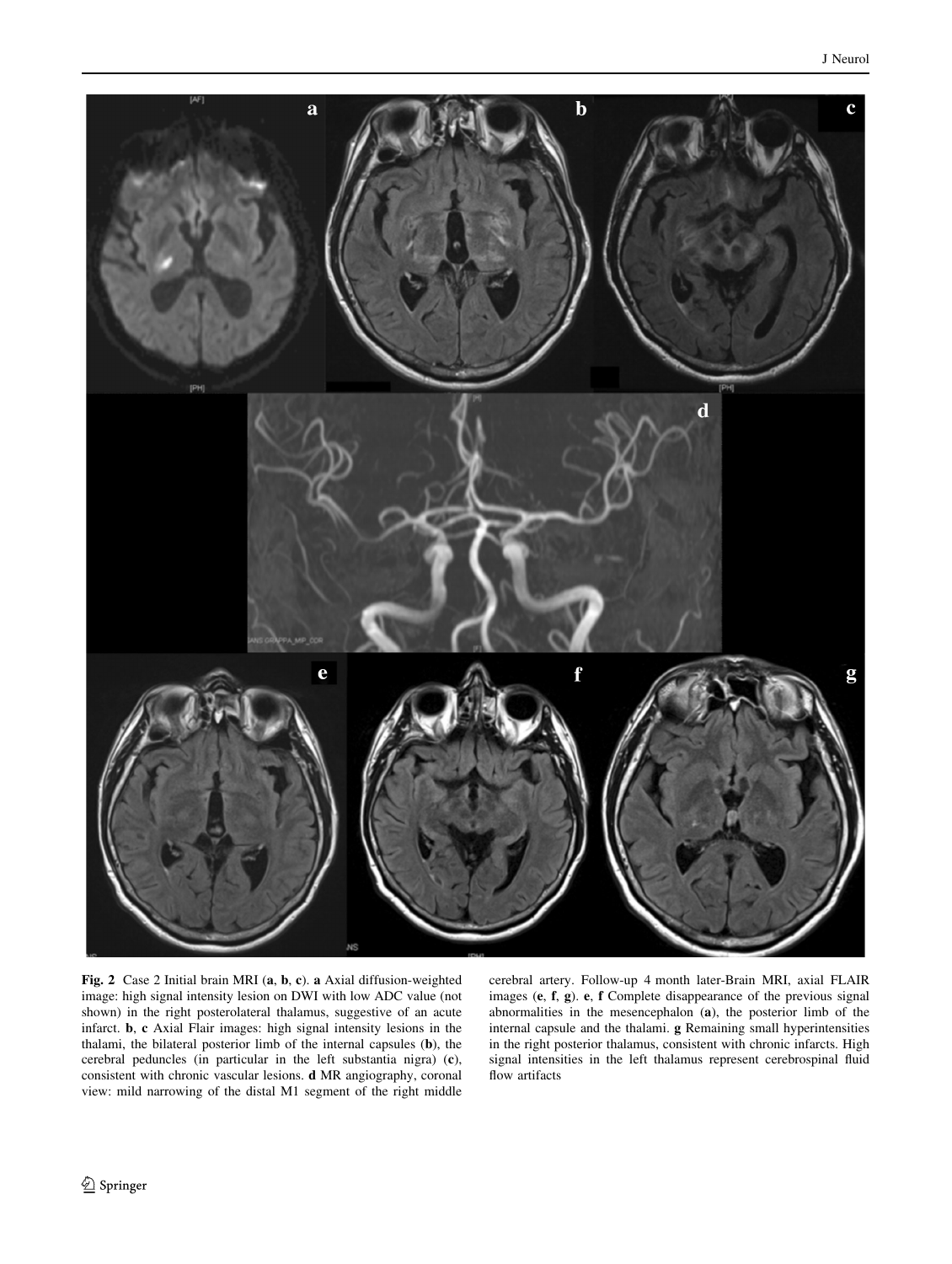**Fig. 2** Case 2 Initial brain MRI (**a**, **b**, **c**). **a** Axial diffusion-weighted image: high signal intensity lesion on DWI with low ADC value (not shown) in the right posterolateral thalamus, suggestive of an acute infarct. **b**, **c** Axial Flair images: high signal intensity lesions in the thalami, the bilateral posterior limb of the internal capsules (**b**), the cerebral peduncles (in particular in the left substantia nigra) (**c**), consistent with chronic vascular lesions. **d** MR angiography, coronal view: mild narrowing of the distal M1 segment of the right middle cerebral artery. Follow-up 4 month later-Brain MRI, axial FLAIR images (**e**, **f**, **g**). **e**, **f** Complete disappearance of the previous signal abnormalities in the mesencephalon (**a**), the posterior limb of the internal capsule and the thalami. **g** Remaining small hyperintensities in the right posterior thalamus, consistent with chronic infarcts. High signal intensities in the left thalamus represent cerebrospinal fluid flow artifacts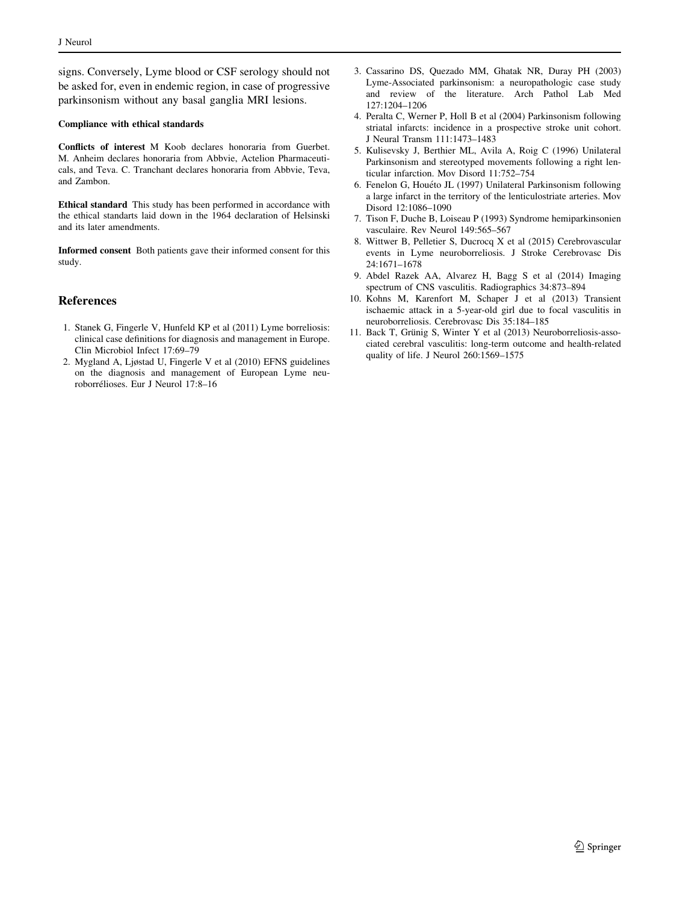signs. Conversely, Lyme blood or CSF serology should not be asked for, even in endemic region, in case of progressive parkinsonism without any basal ganglia MRI lesions.

#### Compliance with ethical standards

**Conflicts of interest** M Koob declares honoraria from Guerbet. M. Anheim declares honoraria from Abbvie, Actelion Pharmaceuticals, and Teva. C. Tranchant declares honoraria from Abbvie, Teva, and Zambon.

**Ethical standard** This study has been performed in accordance with the ethical standarts laid down in the 1964 declaration of Helsinski and its later amendments.

**Informed consent** Both patients gave their informed consent for this study.

## References

1. Stanek G, Fingerle V, Hunfeld KP et al (2011) Lyme borreliosis: clinical case definitions for diagnosis and management in Europe. Clin Microbiol Infect 17:69–79
2. Mygland A, Ljøstad U, Fingerle V et al (2010) EFNS guidelines on the diagnosis and management of European Lyme neuroborrélioses. Eur J Neurol 17:8–16
3. Cassarino DS, Quezado MM, Ghatak NR, Duray PH (2003) Lyme-Associated parkinsonism: a neuropathologic case study and review of the literature. Arch Pathol Lab Med 127:1204–1206
4. Peralta C, Werner P, Holl B et al (2004) Parkinsonism following striatal infarcts: incidence in a prospective stroke unit cohort. J Neural Transm 111:1473–1483
5. Kulisevsky J, Berthier ML, Avila A, Roig C (1996) Unilateral Parkinsonism and stereotyped movements following a right lenticular infarction. Mov Disord 11:752–754
6. Fenelon G, Houéto JL (1997) Unilateral Parkinsonism following a large infarct in the territory of the lenticulostriate arteries. Mov Disord 12:1086–1090
7. Tison F, Duche B, Loiseau P (1993) Syndrome hemiparkinsonien vasculaire. Rev Neurol 149:565–567
8. Wittwer B, Pelletier S, Ducrocq X et al (2015) Cerebrovascular events in Lyme neuroborreliosis. J Stroke Cerebrovasc Dis 24:1671–1678
9. Abdel Razek AA, Alvarez H, Bagg S et al (2014) Imaging spectrum of CNS vasculitis. Radiographics 34:873–894
10. Kohns M, Karenfort M, Schaper J et al (2013) Transient ischaemic attack in a 5-year-old girl due to focal vasculitis in neuroborreliosis. Cerebrovasc Dis 35:184–185
11. Back T, Grünig S, Winter Y et al (2013) Neuroborreliosis-associated cerebral vasculitis: long-term outcome and health-related quality of life. J Neurol 260:1569–1575